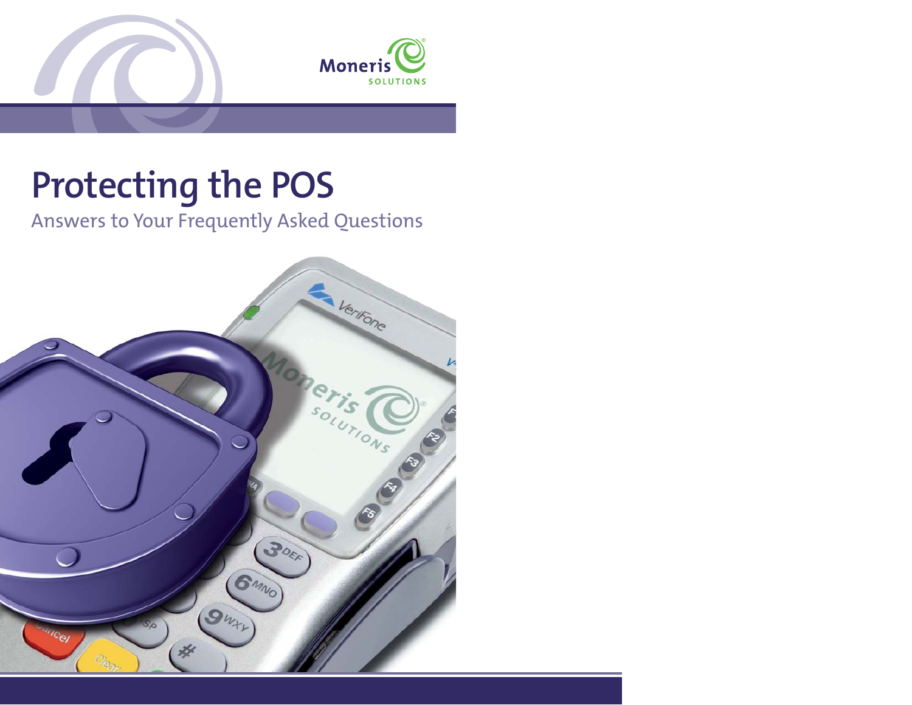Moneris SOLUTIONS

# Protecting the POS

Answers to Your Frequently Asked Questions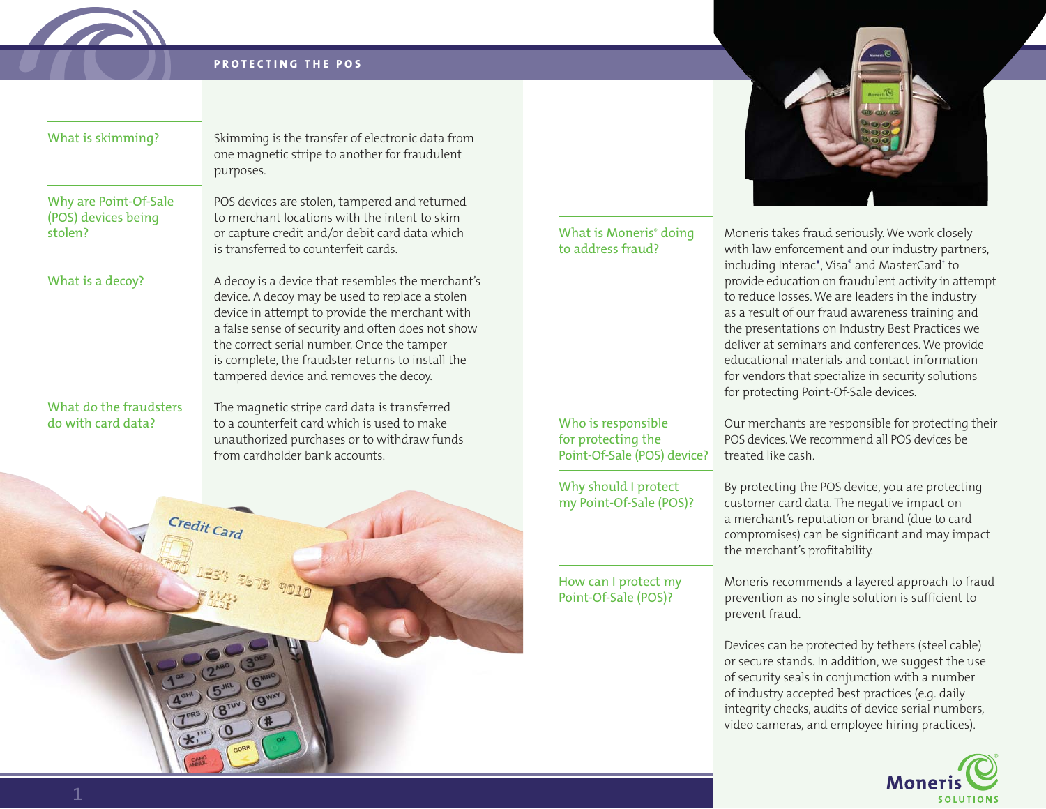# PROTECTING THE POS

### What is skimming?

Skimming is the transfer of electronic data from one magnetic stripe to another for fraudulent purposes.

### Why are Point-Of-Sale (POS) devices being stolen?

POS devices are stolen, tampered and returned to merchant locations with the intent to skim or capture credit and/or debit card data which is transferred to counterfeit cards.

### What is a decoy?

A decoy is a device that resembles the merchant's device. A decoy may be used to replace a stolen device in attempt to provide the merchant with a false sense of security and often does not show the correct serial number. Once the tamper is complete, the fraudster returns to install the tampered device and removes the decoy.

### What do the fraudsters do with card data?

The magnetic stripe card data is transferred to a counterfeit card which is used to make unauthorized purchases or to withdraw funds from cardholder bank accounts.

### What is Moneris® doing to address fraud?

Moneris takes fraud seriously. We work closely with law enforcement and our industry partners, including Interac*, Visa® and MasterCard® to provide education on fraudulent activity in attempt to reduce losses. We are leaders in the industry as a result of our fraud awareness training and the presentations on Industry Best Practices we deliver at seminars and conferences. We provide educational materials and contact information for vendors that specialize in security solutions for protecting Point-Of-Sale devices.

### Who is responsible for protecting the Point-Of-Sale (POS) device?

Our merchants are responsible for protecting their POS devices. We recommend all POS devices be treated like cash.

### Why should I protect my Point-Of-Sale (POS)?

By protecting the POS device, you are protecting customer card data. The negative impact on a merchant's reputation or brand (due to card compromises) can be significant and may impact the merchant's profitability.

### How can I protect my Point-Of-Sale (POS)?

Moneris recommends a layered approach to fraud prevention as no single solution is sufficient to prevent fraud.

Devices can be protected by tethers (steel cable) or secure stands. In addition, we suggest the use of security seals in conjunction with a number of industry accepted best practices (e.g. daily integrity checks, audits of device serial numbers, video cameras, and employee hiring practices).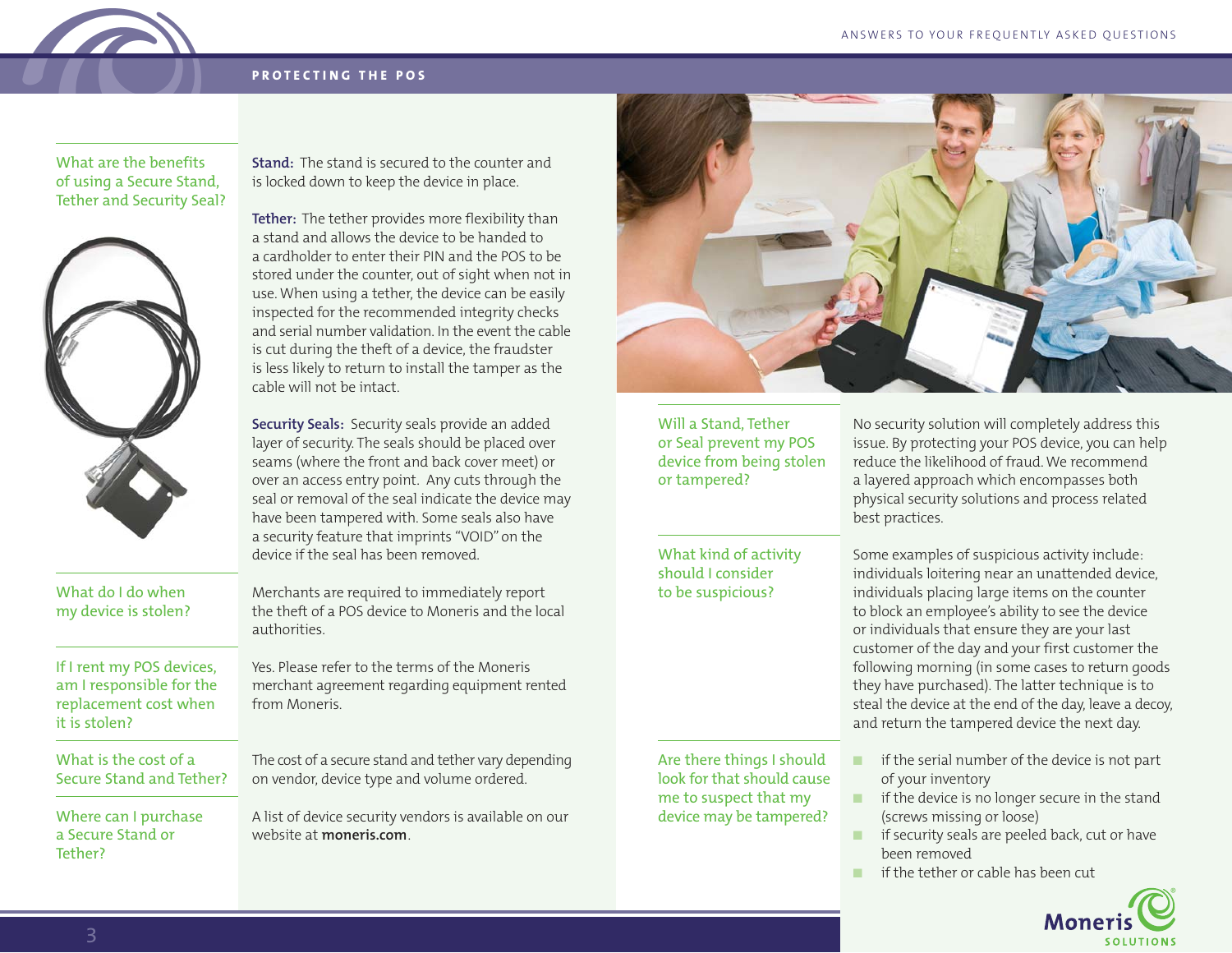## PROTECTING THE POS

### What are the benefits of using a Secure Stand, Tether and Security Seal?

**Stand:** The stand is secured to the counter and is locked down to keep the device in place.

**Tether:** The tether provides more flexibility than a stand and allows the device to be handed to a cardholder to enter their PIN and the POS to be stored under the counter, out of sight when not in use. When using a tether, the device can be easily inspected for the recommended integrity checks and serial number validation. In the event the cable is cut during the theft of a device, the fraudster is less likely to return to install the tamper as the cable will not be intact.

**Security Seals:** Security seals provide an added layer of security. The seals should be placed over seams (where the front and back cover meet) or over an access entry point. Any cuts through the seal or removal of the seal indicate the device may have been tampered with. Some seals also have a security feature that imprints "VOID" on the device if the seal has been removed.

### What do I do when my device is stolen?

Merchants are required to immediately report the theft of a POS device to Moneris and the local authorities.

### If I rent my POS devices, am I responsible for the replacement cost when it is stolen?

Yes. Please refer to the terms of the Moneris merchant agreement regarding equipment rented from Moneris.

### What is the cost of a Secure Stand and Tether?

The cost of a secure stand and tether vary depending on vendor, device type and volume ordered.

### Where can I purchase a Secure Stand or Tether?

A list of device security vendors is available on our website at **moneris.com**.

### Will a Stand, Tether or Seal prevent my POS device from being stolen or tampered?

No security solution will completely address this issue. By protecting your POS device, you can help reduce the likelihood of fraud. We recommend a layered approach which encompasses both physical security solutions and process related best practices.

### What kind of activity should I consider to be suspicious?

Some examples of suspicious activity include: individuals loitering near an unattended device, individuals placing large items on the counter to block an employee's ability to see the device or individuals that ensure they are your last customer of the day and your first customer the following morning (in some cases to return goods they have purchased). The latter technique is to steal the device at the end of the day, leave a decoy, and return the tampered device the next day.

### Are there things I should look for that should cause me to suspect that my device may be tampered?

- if the serial number of the device is not part of your inventory
- if the device is no longer secure in the stand (screws missing or loose)
- if security seals are peeled back, cut or have been removed
- if the tether or cable has been cut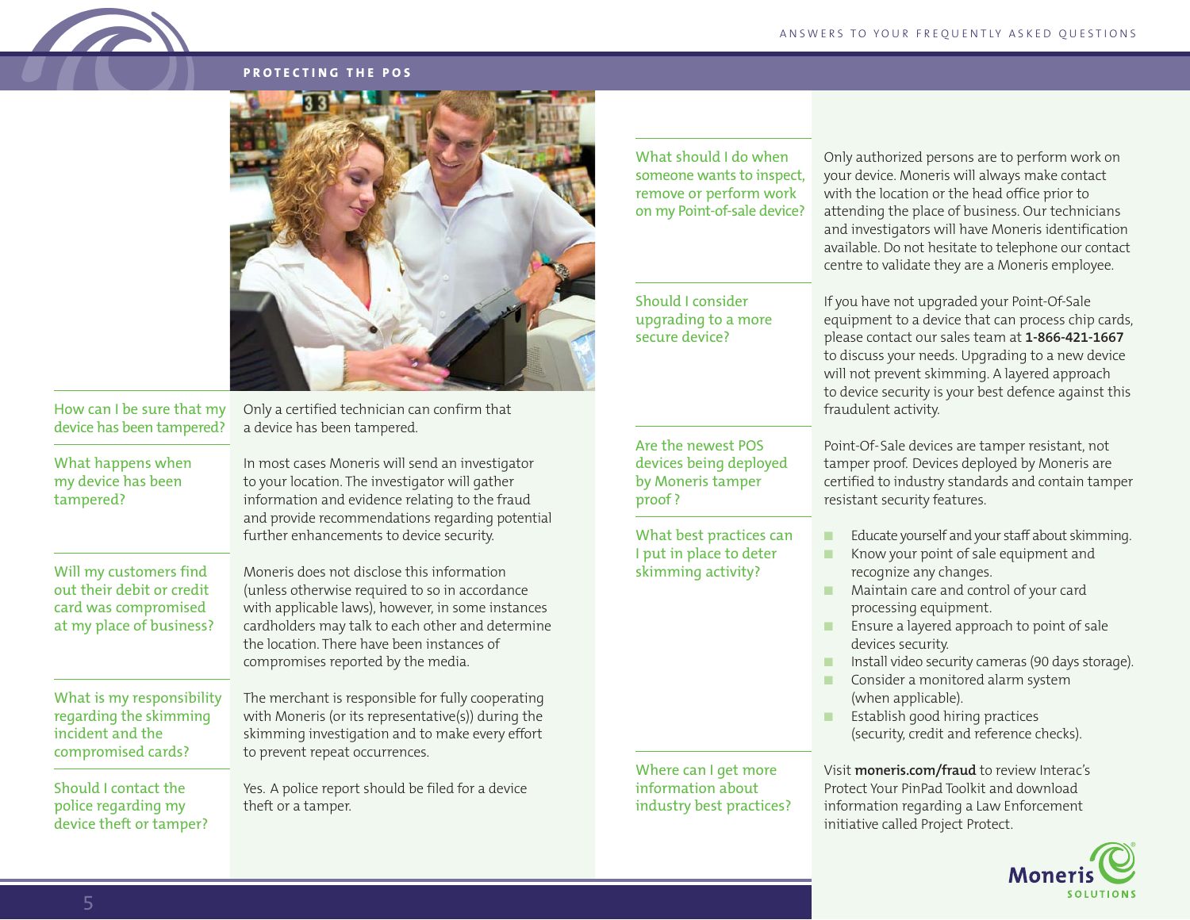## PROTECTING THE POS

**How can I be sure that my device has been tampered?**

Only a certified technician can confirm that a device has been tampered.

**What happens when my device has been tampered?**

In most cases Moneris will send an investigator to your location. The investigator will gather information and evidence relating to the fraud and provide recommendations regarding potential further enhancements to device security.

**Will my customers find out their debit or credit card was compromised at my place of business?**

Moneris does not disclose this information (unless otherwise required to so in accordance with applicable laws), however, in some instances cardholders may talk to each other and determine the location. There have been instances of compromises reported by the media.

**What is my responsibility regarding the skimming incident and the compromised cards?**

The merchant is responsible for fully cooperating with Moneris (or its representative(s)) during the skimming investigation and to make every effort to prevent repeat occurrences.

**Should I contact the police regarding my device theft or tamper?**

Yes. A police report should be filed for a device theft or a tamper.

**What should I do when someone wants to inspect, remove or perform work on my Point-of-sale device?**

Only authorized persons are to perform work on your device. Moneris will always make contact with the location or the head office prior to attending the place of business. Our technicians and investigators will have Moneris identification available. Do not hesitate to telephone our contact centre to validate they are a Moneris employee.

**Should I consider upgrading to a more secure device?**

If you have not upgraded your Point-Of-Sale equipment to a device that can process chip cards, please contact our sales team at **1-866-421-1667** to discuss your needs. Upgrading to a new device will not prevent skimming. A layered approach to device security is your best defence against this fraudulent activity.

**Are the newest POS devices being deployed by Moneris tamper proof ?**

Point-Of-Sale devices are tamper resistant, not tamper proof. Devices deployed by Moneris are certified to industry standards and contain tamper resistant security features.

**What best practices can I put in place to deter skimming activity?**

- Educate yourself and your staff about skimming.
- Know your point of sale equipment and recognize any changes.
- Maintain care and control of your card processing equipment.
- Ensure a layered approach to point of sale devices security.
- Install video security cameras (90 days storage).
- Consider a monitored alarm system (when applicable).
- Establish good hiring practices (security, credit and reference checks).

**Where can I get more information about industry best practices?**

Visit **moneris.com/fraud** to review Interac's Protect Your PinPad Toolkit and download information regarding a Law Enforcement initiative called Project Protect.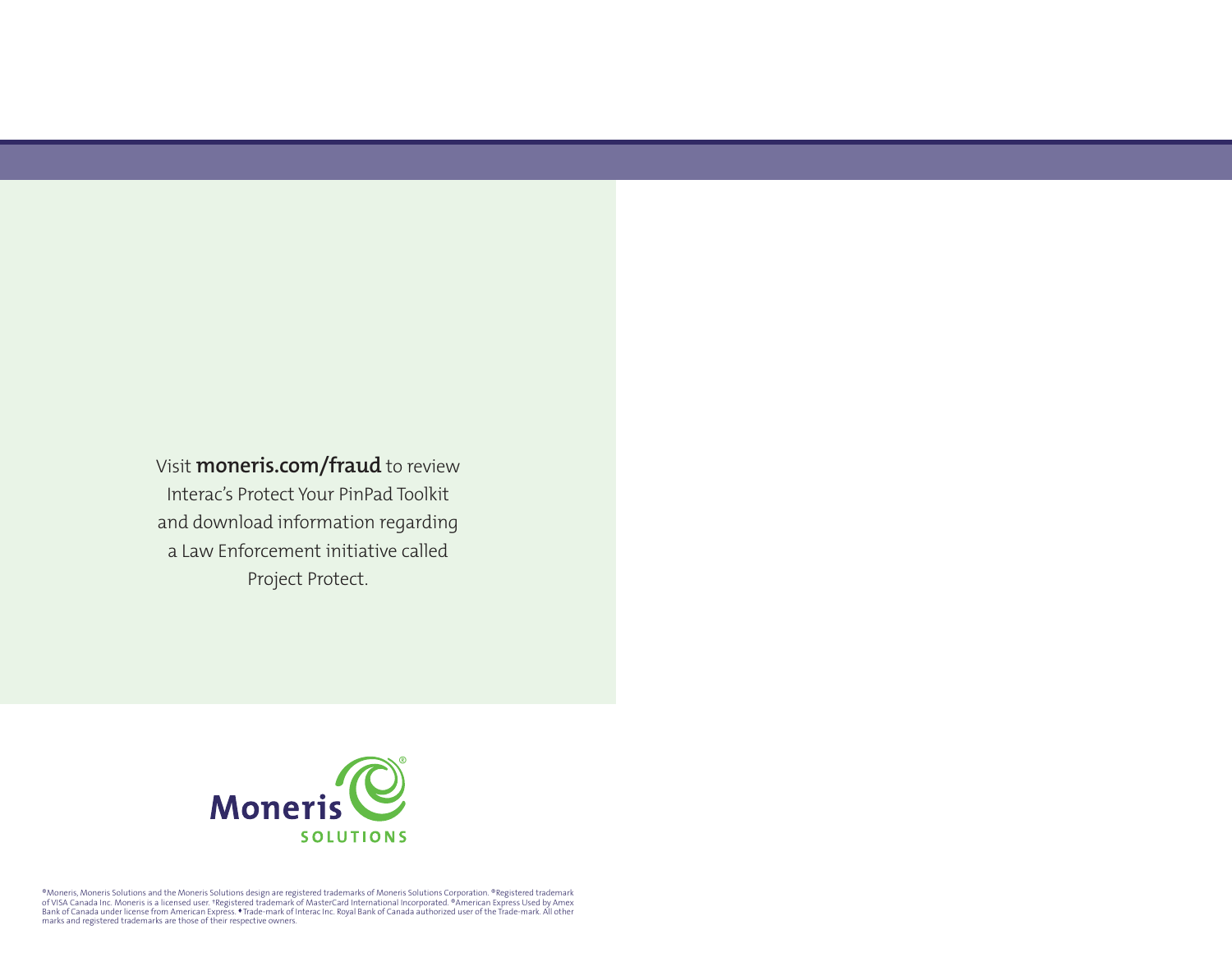Visit **moneris.com/fraud** to review Interac's Protect Your PinPad Toolkit and download information regarding a Law Enforcement initiative called Project Protect.

Moneris SOLUTIONS

®Moneris, Moneris Solutions and the Moneris Solutions design are registered trademarks of Moneris Solutions Corporation. ®Registered trademark of VISA Canada Inc. Moneris is a licensed user. †Registered trademark of MasterCard International Incorporated. ®American Express Used by Amex Bank of Canada under license from American Express. ♦Trade-mark of Interac Inc. Royal Bank of Canada authorized user of the Trade-mark. All other marks and registered trademarks are those of their respective owners.